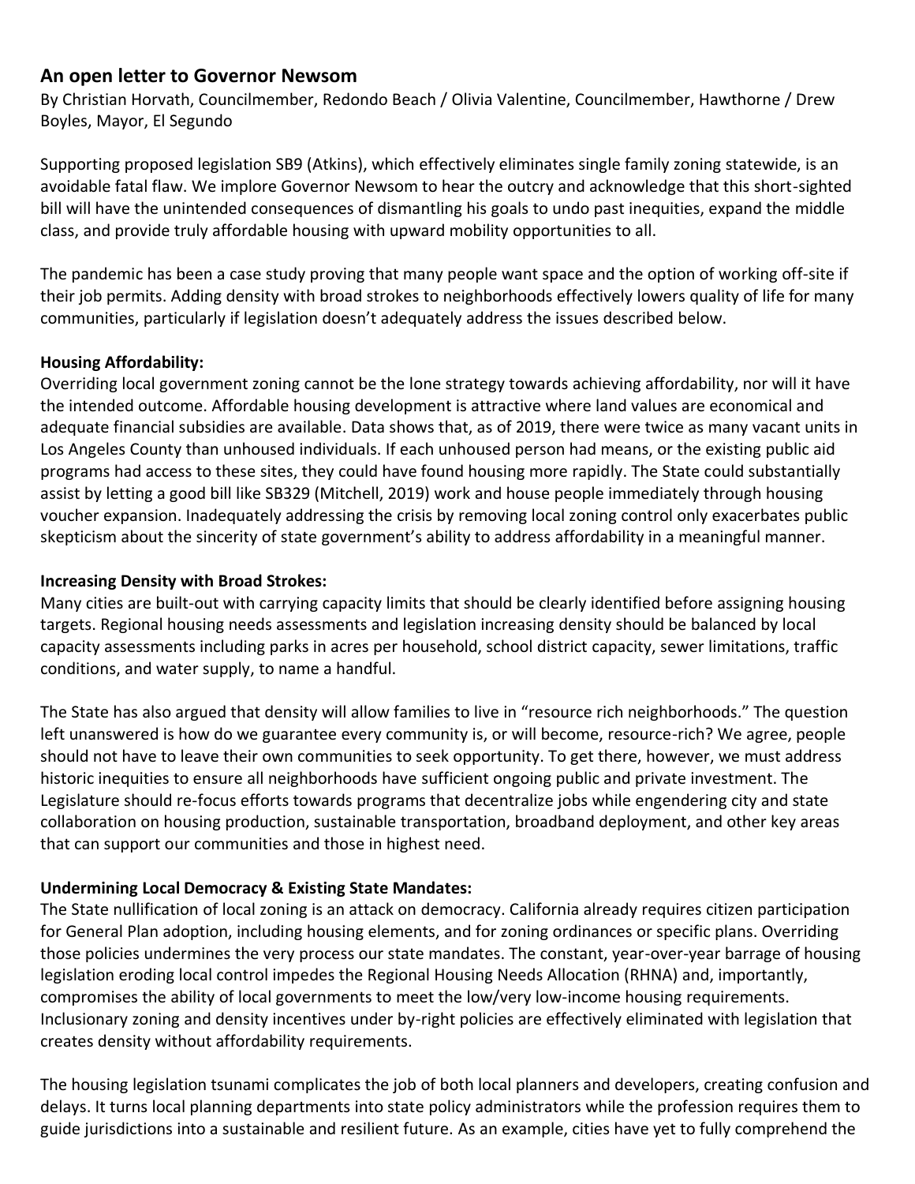## An open letter to Governor Newsom

By Christian Horvath, Councilmember, Redondo Beach / Olivia Valentine, Councilmember, Hawthorne / Drew Boyles, Mayor, El Segundo

Supporting proposed legislation SB9 (Atkins), which effectively eliminates single family zoning statewide, is an avoidable fatal flaw. We implore Governor Newsom to hear the outcry and acknowledge that this short-sighted bill will have the unintended consequences of dismantling his goals to undo past inequities, expand the middle class, and provide truly affordable housing with upward mobility opportunities to all.

The pandemic has been a case study proving that many people want space and the option of working off-site if their job permits. Adding density with broad strokes to neighborhoods effectively lowers quality of life for many communities, particularly if legislation doesn't adequately address the issues described below.

**Housing Affordability:**

Overriding local government zoning cannot be the lone strategy towards achieving affordability, nor will it have the intended outcome. Affordable housing development is attractive where land values are economical and adequate financial subsidies are available. Data shows that, as of 2019, there were twice as many vacant units in Los Angeles County than unhoused individuals. If each unhoused person had means, or the existing public aid programs had access to these sites, they could have found housing more rapidly. The State could substantially assist by letting a good bill like SB329 (Mitchell, 2019) work and house people immediately through housing voucher expansion. Inadequately addressing the crisis by removing local zoning control only exacerbates public skepticism about the sincerity of state government's ability to address affordability in a meaningful manner.

**Increasing Density with Broad Strokes:**

Many cities are built-out with carrying capacity limits that should be clearly identified before assigning housing targets. Regional housing needs assessments and legislation increasing density should be balanced by local capacity assessments including parks in acres per household, school district capacity, sewer limitations, traffic conditions, and water supply, to name a handful.

The State has also argued that density will allow families to live in "resource rich neighborhoods." The question left unanswered is how do we guarantee every community is, or will become, resource-rich? We agree, people should not have to leave their own communities to seek opportunity. To get there, however, we must address historic inequities to ensure all neighborhoods have sufficient ongoing public and private investment. The Legislature should re-focus efforts towards programs that decentralize jobs while engendering city and state collaboration on housing production, sustainable transportation, broadband deployment, and other key areas that can support our communities and those in highest need.

**Undermining Local Democracy & Existing State Mandates:**

The State nullification of local zoning is an attack on democracy. California already requires citizen participation for General Plan adoption, including housing elements, and for zoning ordinances or specific plans. Overriding those policies undermines the very process our state mandates. The constant, year-over-year barrage of housing legislation eroding local control impedes the Regional Housing Needs Allocation (RHNA) and, importantly, compromises the ability of local governments to meet the low/very low-income housing requirements. Inclusionary zoning and density incentives under by-right policies are effectively eliminated with legislation that creates density without affordability requirements.

The housing legislation tsunami complicates the job of both local planners and developers, creating confusion and delays. It turns local planning departments into state policy administrators while the profession requires them to guide jurisdictions into a sustainable and resilient future. As an example, cities have yet to fully comprehend the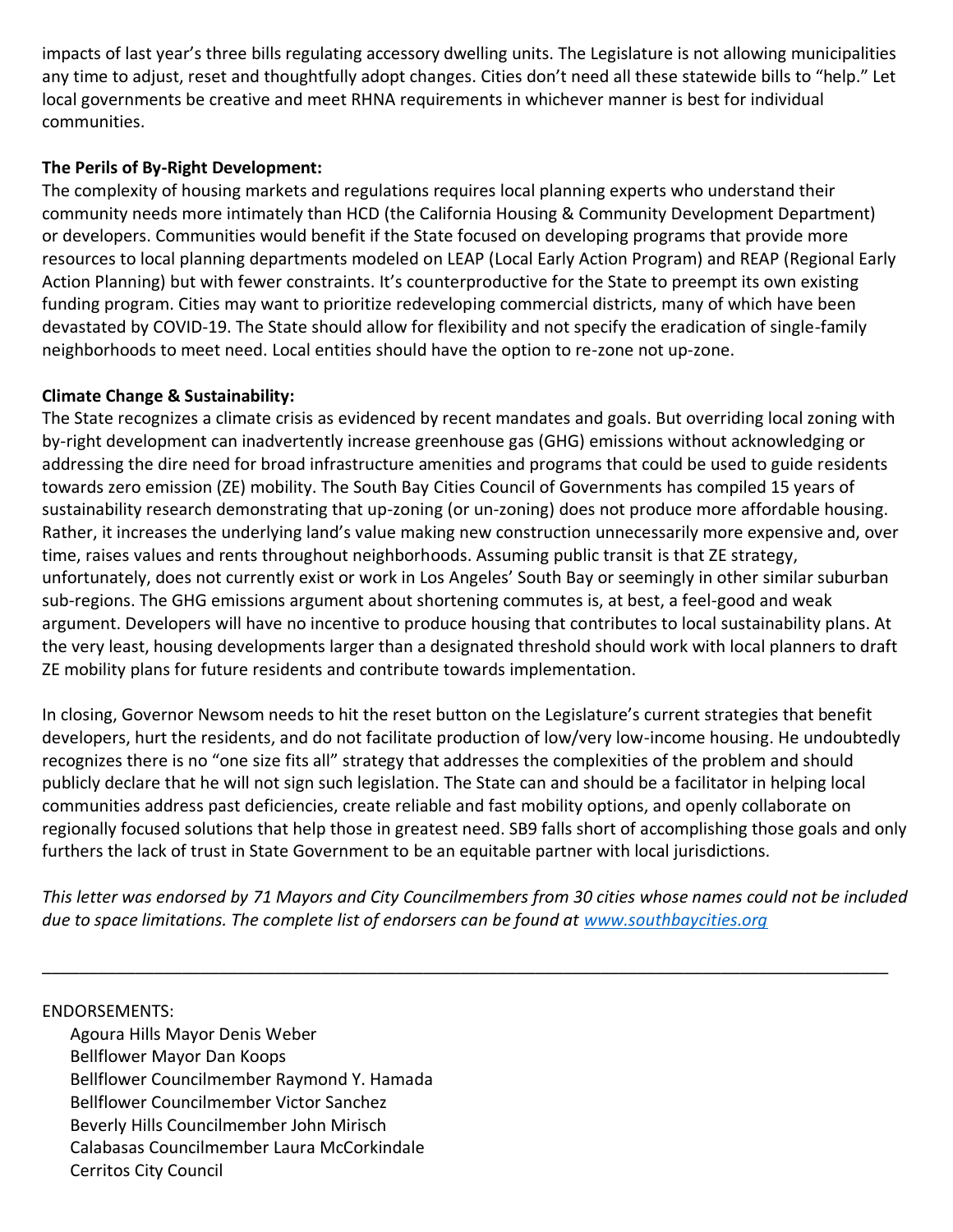impacts of last year's three bills regulating accessory dwelling units. The Legislature is not allowing municipalities any time to adjust, reset and thoughtfully adopt changes. Cities don't need all these statewide bills to "help." Let local governments be creative and meet RHNA requirements in whichever manner is best for individual communities.

**The Perils of By-Right Development:**
The complexity of housing markets and regulations requires local planning experts who understand their community needs more intimately than HCD (the California Housing & Community Development Department) or developers. Communities would benefit if the State focused on developing programs that provide more resources to local planning departments modeled on LEAP (Local Early Action Program) and REAP (Regional Early Action Planning) but with fewer constraints. It's counterproductive for the State to preempt its own existing funding program. Cities may want to prioritize redeveloping commercial districts, many of which have been devastated by COVID-19. The State should allow for flexibility and not specify the eradication of single-family neighborhoods to meet need. Local entities should have the option to re-zone not up-zone.

**Climate Change & Sustainability:**
The State recognizes a climate crisis as evidenced by recent mandates and goals. But overriding local zoning with by-right development can inadvertently increase greenhouse gas (GHG) emissions without acknowledging or addressing the dire need for broad infrastructure amenities and programs that could be used to guide residents towards zero emission (ZE) mobility. The South Bay Cities Council of Governments has compiled 15 years of sustainability research demonstrating that up-zoning (or un-zoning) does not produce more affordable housing. Rather, it increases the underlying land's value making new construction unnecessarily more expensive and, over time, raises values and rents throughout neighborhoods. Assuming public transit is that ZE strategy, unfortunately, does not currently exist or work in Los Angeles' South Bay or seemingly in other similar suburban sub-regions. The GHG emissions argument about shortening commutes is, at best, a feel-good and weak argument. Developers will have no incentive to produce housing that contributes to local sustainability plans. At the very least, housing developments larger than a designated threshold should work with local planners to draft ZE mobility plans for future residents and contribute towards implementation.

In closing, Governor Newsom needs to hit the reset button on the Legislature's current strategies that benefit developers, hurt the residents, and do not facilitate production of low/very low-income housing. He undoubtedly recognizes there is no "one size fits all" strategy that addresses the complexities of the problem and should publicly declare that he will not sign such legislation. The State can and should be a facilitator in helping local communities address past deficiencies, create reliable and fast mobility options, and openly collaborate on regionally focused solutions that help those in greatest need. SB9 falls short of accomplishing those goals and only furthers the lack of trust in State Government to be an equitable partner with local jurisdictions.

*This letter was endorsed by 71 Mayors and City Councilmembers from 30 cities whose names could not be included due to space limitations. The complete list of endorsers can be found at [www.southbaycities.org](http://www.southbaycities.org)*

---

ENDORSEMENTS:

- Agoura Hills Mayor Denis Weber
- Bellflower Mayor Dan Koops
- Bellflower Councilmember Raymond Y. Hamada
- Bellflower Councilmember Victor Sanchez
- Beverly Hills Councilmember John Mirisch
- Calabasas Councilmember Laura McCorkindale
- Cerritos City Council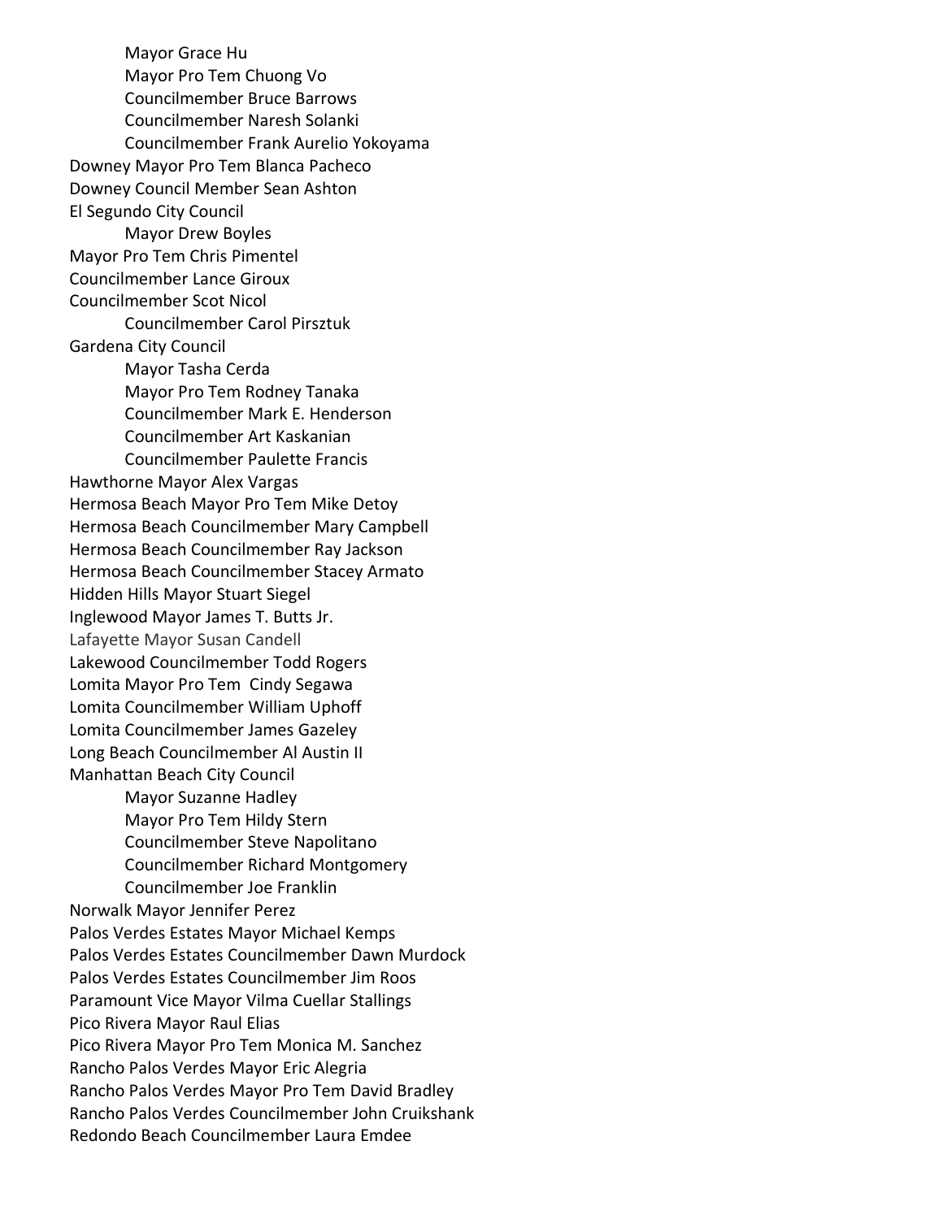- Mayor Grace Hu
- Mayor Pro Tem Chuong Vo
- Councilmember Bruce Barrows
- Councilmember Naresh Solanki
- Councilmember Frank Aurelio Yokoyama

Downey Mayor Pro Tem Blanca Pacheco
Downey Council Member Sean Ashton
El Segundo City Council

- Mayor Drew Boyles

Mayor Pro Tem Chris Pimentel
Councilmember Lance Giroux
Councilmember Scot Nicol

- Councilmember Carol Pirsztuk

Gardena City Council

- Mayor Tasha Cerda
- Mayor Pro Tem Rodney Tanaka
- Councilmember Mark E. Henderson
- Councilmember Art Kaskanian
- Councilmember Paulette Francis

Hawthorne Mayor Alex Vargas
Hermosa Beach Mayor Pro Tem Mike Detoy
Hermosa Beach Councilmember Mary Campbell
Hermosa Beach Councilmember Ray Jackson
Hermosa Beach Councilmember Stacey Armato
Hidden Hills Mayor Stuart Siegel
Inglewood Mayor James T. Butts Jr.
Lafayette Mayor Susan Candell
Lakewood Councilmember Todd Rogers
Lomita Mayor Pro Tem Cindy Segawa
Lomita Councilmember William Uphoff
Lomita Councilmember James Gazeley
Long Beach Councilmember Al Austin II
Manhattan Beach City Council

- Mayor Suzanne Hadley
- Mayor Pro Tem Hildy Stern
- Councilmember Steve Napolitano
- Councilmember Richard Montgomery
- Councilmember Joe Franklin

Norwalk Mayor Jennifer Perez
Palos Verdes Estates Mayor Michael Kemps
Palos Verdes Estates Councilmember Dawn Murdock
Palos Verdes Estates Councilmember Jim Roos
Paramount Vice Mayor Vilma Cuellar Stallings
Pico Rivera Mayor Raul Elias
Pico Rivera Mayor Pro Tem Monica M. Sanchez
Rancho Palos Verdes Mayor Eric Alegria
Rancho Palos Verdes Mayor Pro Tem David Bradley
Rancho Palos Verdes Councilmember John Cruikshank
Redondo Beach Councilmember Laura Emdee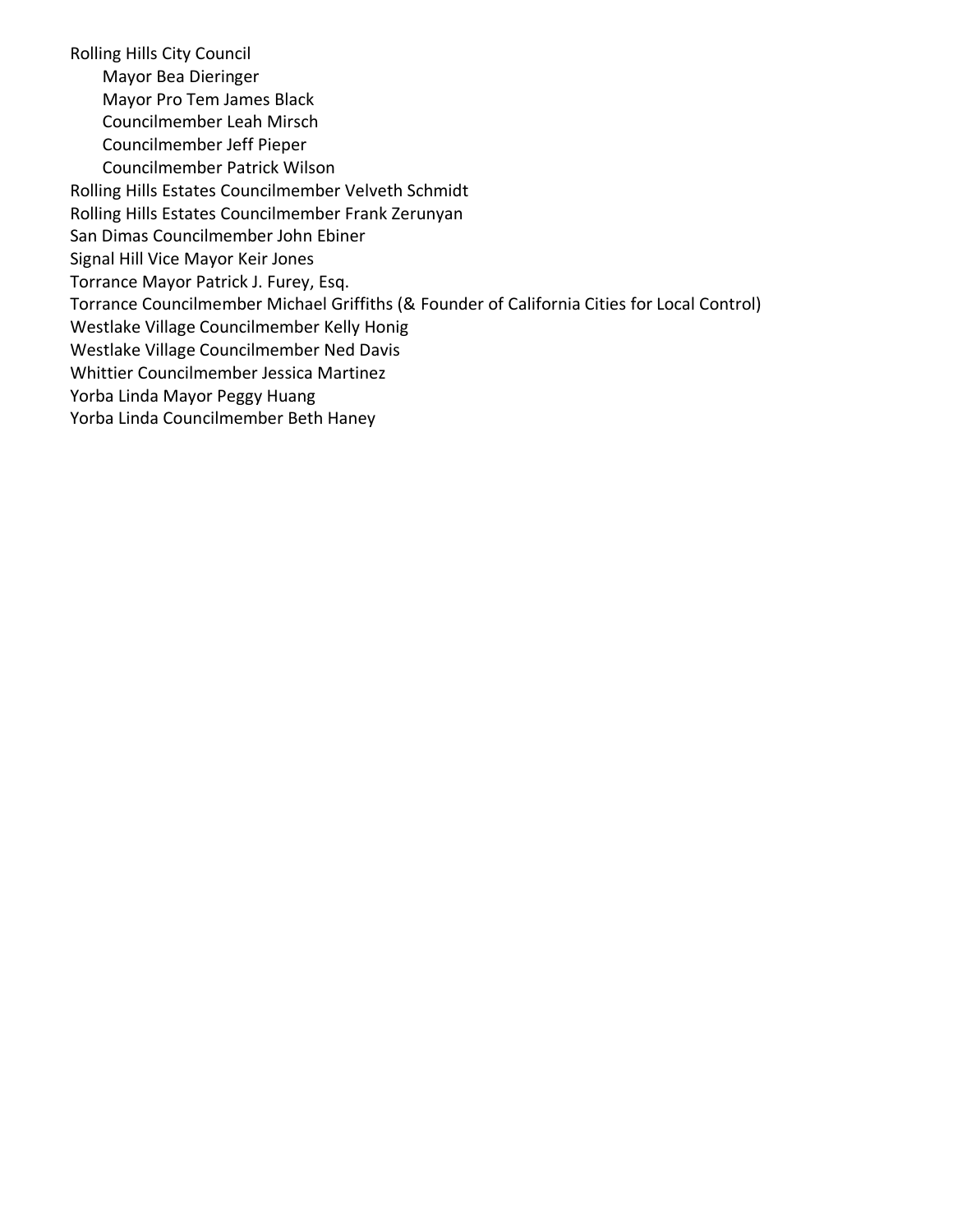Rolling Hills City Council
- Mayor Bea Dieringer
- Mayor Pro Tem James Black
- Councilmember Leah Mirsch
- Councilmember Jeff Pieper
- Councilmember Patrick Wilson

Rolling Hills Estates Councilmember Velveth Schmidt
Rolling Hills Estates Councilmember Frank Zerunyan
San Dimas Councilmember John Ebiner
Signal Hill Vice Mayor Keir Jones
Torrance Mayor Patrick J. Furey, Esq.
Torrance Councilmember Michael Griffiths (& Founder of California Cities for Local Control)
Westlake Village Councilmember Kelly Honig
Westlake Village Councilmember Ned Davis
Whittier Councilmember Jessica Martinez
Yorba Linda Mayor Peggy Huang
Yorba Linda Councilmember Beth Haney